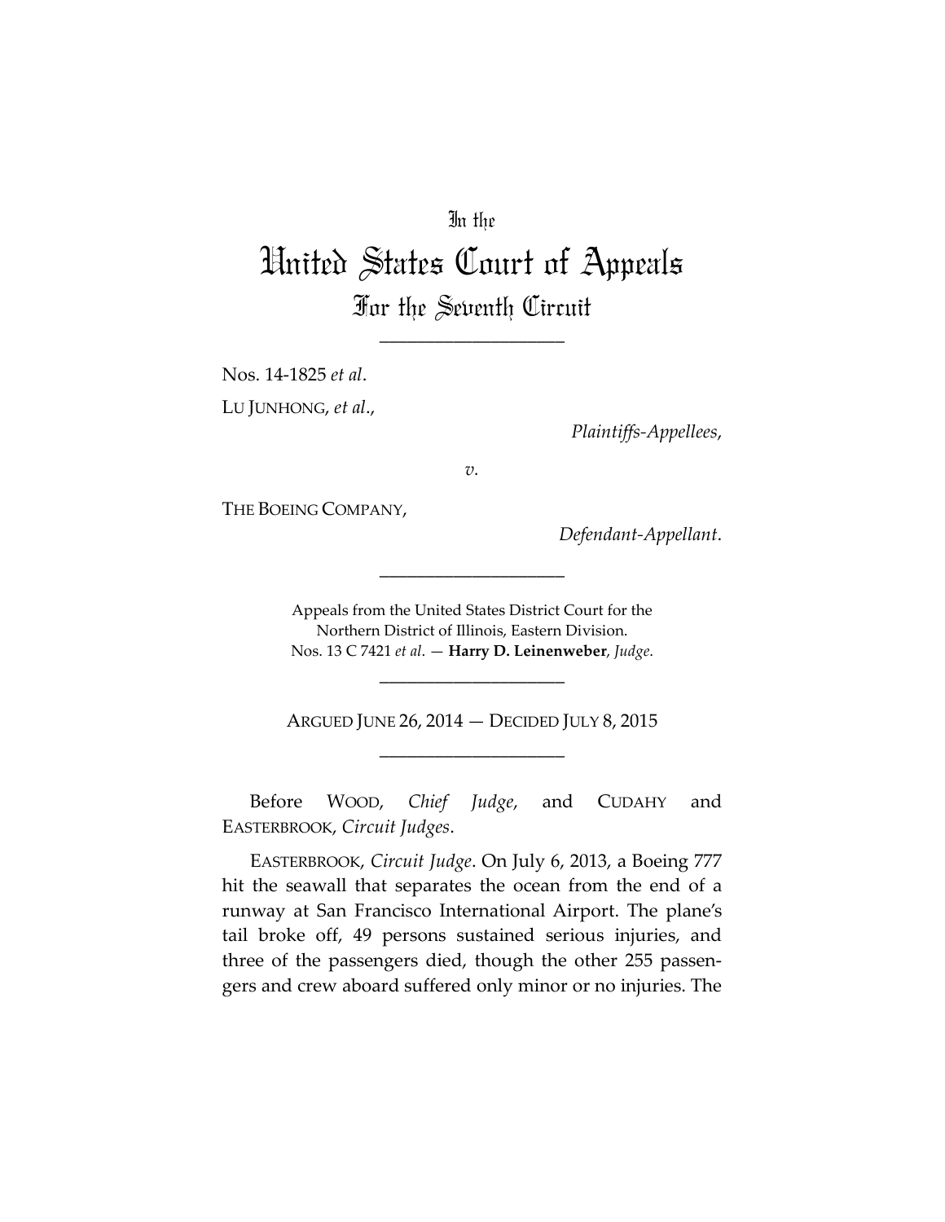In the

# United States Court of Appeals

## For the Seventh Circuit

---

Nos. 14-1825 *et al*.

LU JUNHONG, *et al*.,

*Plaintiffs-Appellees*,

*v.*

THE BOEING COMPANY,

*Defendant-Appellant*.

---

Appeals from the United States District Court for the Northern District of Illinois, Eastern Division.
Nos. 13 C 7421 *et al*. — **Harry D. Leinenweber**, *Judge*.

---

ARGUED JUNE 26, 2014 — DECIDED JULY 8, 2015

---

Before WOOD, *Chief Judge*, and CUDAHY and EASTERBROOK, *Circuit Judges*.

EASTERBROOK, *Circuit Judge*. On July 6, 2013, a Boeing 777 hit the seawall that separates the ocean from the end of a runway at San Francisco International Airport. The plane's tail broke off, 49 persons sustained serious injuries, and three of the passengers died, though the other 255 passengers and crew aboard suffered only minor or no injuries. The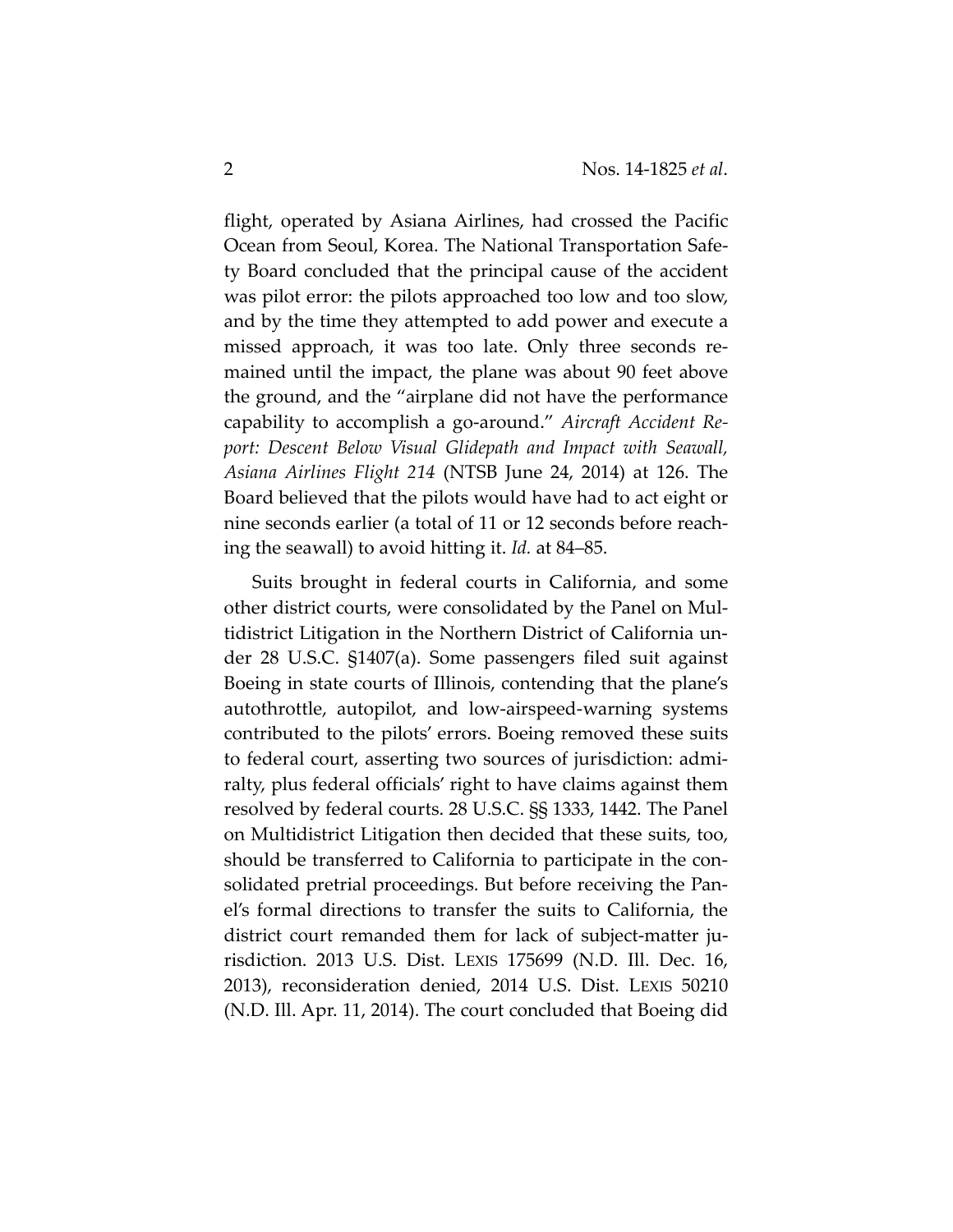flight, operated by Asiana Airlines, had crossed the Pacific Ocean from Seoul, Korea. The National Transportation Safety Board concluded that the principal cause of the accident was pilot error: the pilots approached too low and too slow, and by the time they attempted to add power and execute a missed approach, it was too late. Only three seconds remained until the impact, the plane was about 90 feet above the ground, and the "airplane did not have the performance capability to accomplish a go-around." *Aircraft Accident Report: Descent Below Visual Glidepath and Impact with Seawall, Asiana Airlines Flight 214* (NTSB June 24, 2014) at 126. The Board believed that the pilots would have had to act eight or nine seconds earlier (a total of 11 or 12 seconds before reaching the seawall) to avoid hitting it. *Id.* at 84–85.

Suits brought in federal courts in California, and some other district courts, were consolidated by the Panel on Multidistrict Litigation in the Northern District of California under 28 U.S.C. §1407(a). Some passengers filed suit against Boeing in state courts of Illinois, contending that the plane's autothrottle, autopilot, and low-airspeed-warning systems contributed to the pilots' errors. Boeing removed these suits to federal court, asserting two sources of jurisdiction: admiralty, plus federal officials' right to have claims against them resolved by federal courts. 28 U.S.C. §§ 1333, 1442. The Panel on Multidistrict Litigation then decided that these suits, too, should be transferred to California to participate in the consolidated pretrial proceedings. But before receiving the Panel's formal directions to transfer the suits to California, the district court remanded them for lack of subject-matter jurisdiction. 2013 U.S. Dist. LEXIS 175699 (N.D. Ill. Dec. 16, 2013), reconsideration denied, 2014 U.S. Dist. LEXIS 50210 (N.D. Ill. Apr. 11, 2014). The court concluded that Boeing did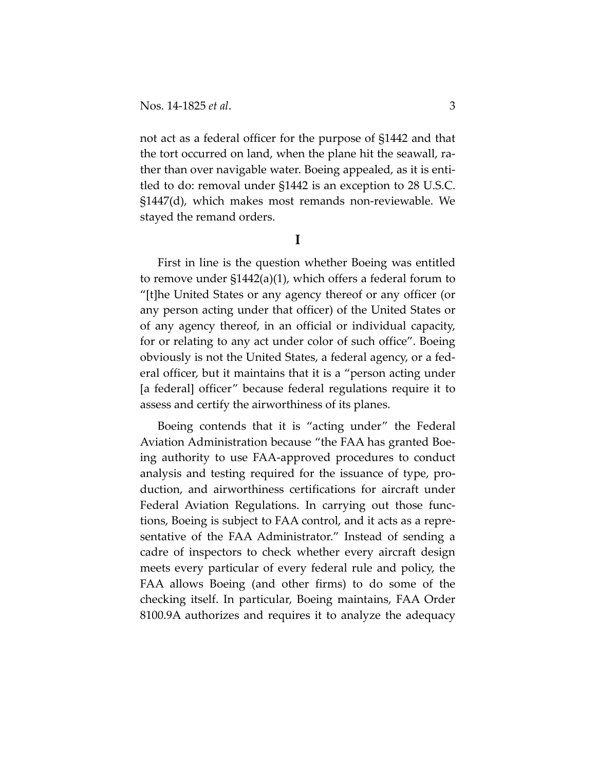not act as a federal officer for the purpose of §1442 and that the tort occurred on land, when the plane hit the seawall, rather than over navigable water. Boeing appealed, as it is entitled to do: removal under §1442 is an exception to 28 U.S.C. §1447(d), which makes most remands non-reviewable. We stayed the remand orders.

## I

First in line is the question whether Boeing was entitled to remove under §1442(a)(1), which offers a federal forum to "[t]he United States or any agency thereof or any officer (or any person acting under that officer) of the United States or of any agency thereof, in an official or individual capacity, for or relating to any act under color of such office". Boeing obviously is not the United States, a federal agency, or a federal officer, but it maintains that it is a "person acting under [a federal] officer" because federal regulations require it to assess and certify the airworthiness of its planes.

Boeing contends that it is "acting under" the Federal Aviation Administration because "the FAA has granted Boeing authority to use FAA-approved procedures to conduct analysis and testing required for the issuance of type, production, and airworthiness certifications for aircraft under Federal Aviation Regulations. In carrying out those functions, Boeing is subject to FAA control, and it acts as a representative of the FAA Administrator." Instead of sending a cadre of inspectors to check whether every aircraft design meets every particular of every federal rule and policy, the FAA allows Boeing (and other firms) to do some of the checking itself. In particular, Boeing maintains, FAA Order 8100.9A authorizes and requires it to analyze the adequacy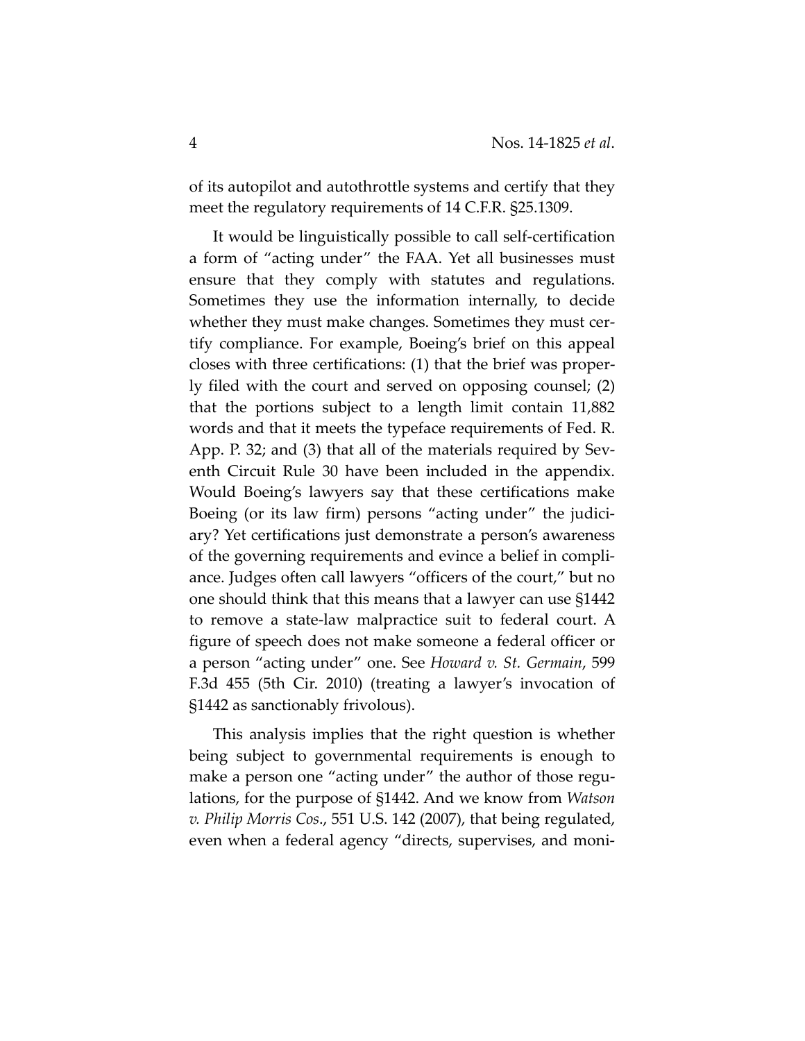of its autopilot and autothrottle systems and certify that they meet the regulatory requirements of 14 C.F.R. §25.1309.

It would be linguistically possible to call self-certification a form of "acting under" the FAA. Yet all businesses must ensure that they comply with statutes and regulations. Sometimes they use the information internally, to decide whether they must make changes. Sometimes they must certify compliance. For example, Boeing's brief on this appeal closes with three certifications: (1) that the brief was properly filed with the court and served on opposing counsel; (2) that the portions subject to a length limit contain 11,882 words and that it meets the typeface requirements of Fed. R. App. P. 32; and (3) that all of the materials required by Seventh Circuit Rule 30 have been included in the appendix. Would Boeing's lawyers say that these certifications make Boeing (or its law firm) persons "acting under" the judiciary? Yet certifications just demonstrate a person's awareness of the governing requirements and evince a belief in compliance. Judges often call lawyers "officers of the court," but no one should think that this means that a lawyer can use §1442 to remove a state-law malpractice suit to federal court. A figure of speech does not make someone a federal officer or a person "acting under" one. See *Howard v. St. Germain*, 599 F.3d 455 (5th Cir. 2010) (treating a lawyer's invocation of §1442 as sanctionably frivolous).

This analysis implies that the right question is whether being subject to governmental requirements is enough to make a person one "acting under" the author of those regulations, for the purpose of §1442. And we know from *Watson v. Philip Morris Cos.*, 551 U.S. 142 (2007), that being regulated, even when a federal agency "directs, supervises, and moni-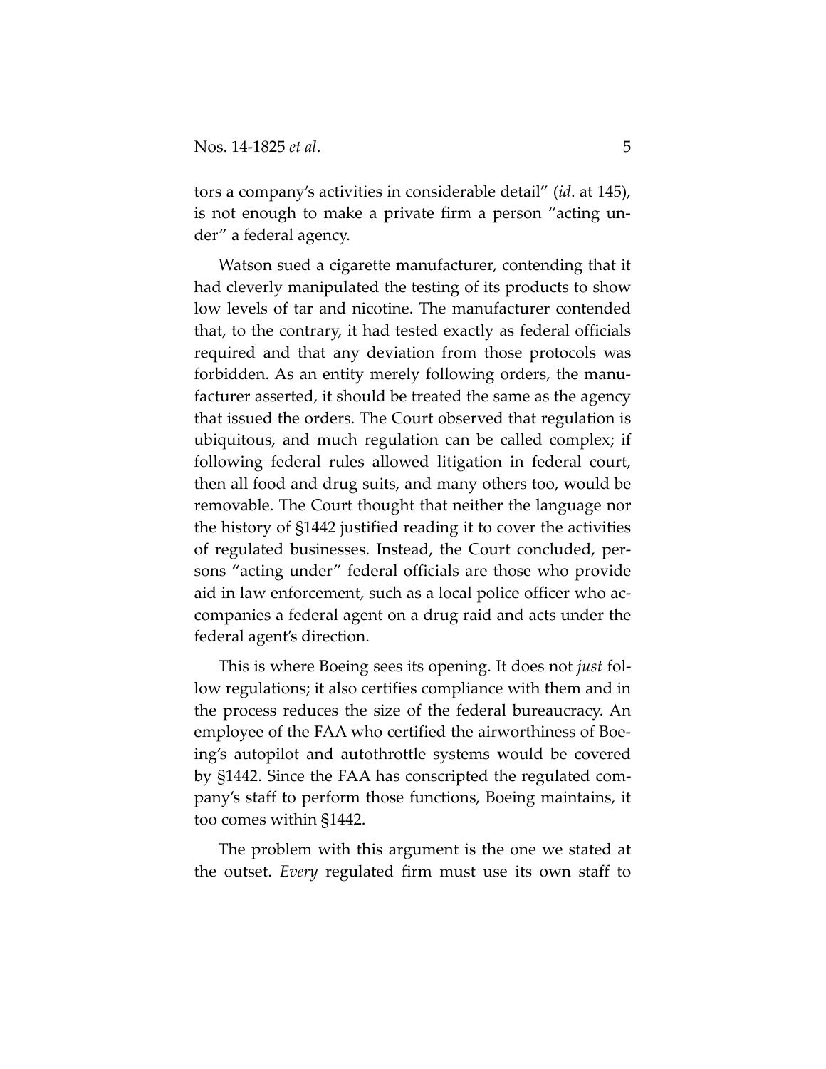tors a company's activities in considerable detail" (*id*. at 145), is not enough to make a private firm a person "acting under" a federal agency.

Watson sued a cigarette manufacturer, contending that it had cleverly manipulated the testing of its products to show low levels of tar and nicotine. The manufacturer contended that, to the contrary, it had tested exactly as federal officials required and that any deviation from those protocols was forbidden. As an entity merely following orders, the manufacturer asserted, it should be treated the same as the agency that issued the orders. The Court observed that regulation is ubiquitous, and much regulation can be called complex; if following federal rules allowed litigation in federal court, then all food and drug suits, and many others too, would be removable. The Court thought that neither the language nor the history of §1442 justified reading it to cover the activities of regulated businesses. Instead, the Court concluded, persons "acting under" federal officials are those who provide aid in law enforcement, such as a local police officer who accompanies a federal agent on a drug raid and acts under the federal agent's direction.

This is where Boeing sees its opening. It does not *just* follow regulations; it also certifies compliance with them and in the process reduces the size of the federal bureaucracy. An employee of the FAA who certified the airworthiness of Boeing's autopilot and autothrottle systems would be covered by §1442. Since the FAA has conscripted the regulated company's staff to perform those functions, Boeing maintains, it too comes within §1442.

The problem with this argument is the one we stated at the outset. *Every* regulated firm must use its own staff to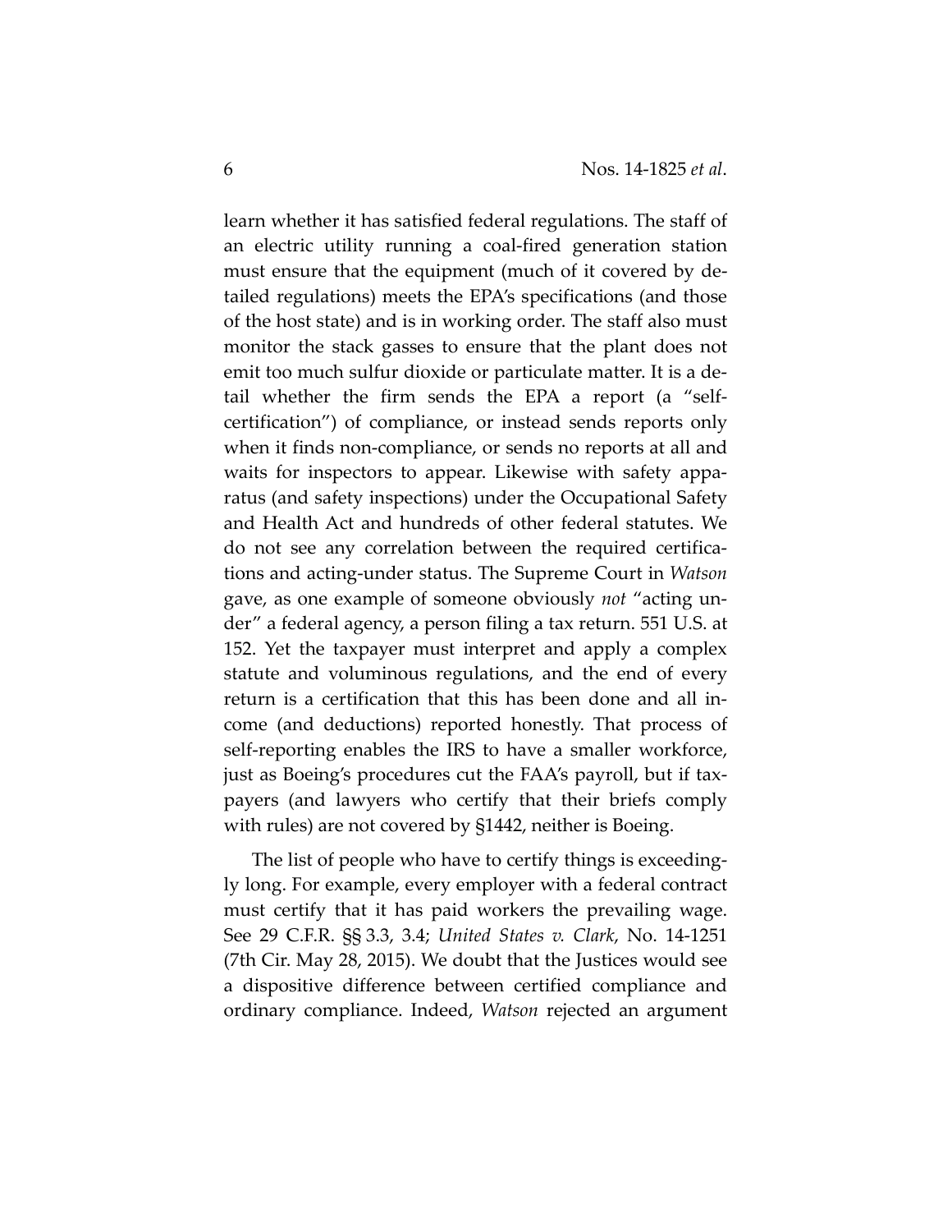learn whether it has satisfied federal regulations. The staff of an electric utility running a coal-fired generation station must ensure that the equipment (much of it covered by detailed regulations) meets the EPA's specifications (and those of the host state) and is in working order. The staff also must monitor the stack gasses to ensure that the plant does not emit too much sulfur dioxide or particulate matter. It is a detail whether the firm sends the EPA a report (a "self-certification") of compliance, or instead sends reports only when it finds non-compliance, or sends no reports at all and waits for inspectors to appear. Likewise with safety apparatus (and safety inspections) under the Occupational Safety and Health Act and hundreds of other federal statutes. We do not see any correlation between the required certifications and acting-under status. The Supreme Court in *Watson* gave, as one example of someone obviously *not* "acting under" a federal agency, a person filing a tax return. 551 U.S. at 152. Yet the taxpayer must interpret and apply a complex statute and voluminous regulations, and the end of every return is a certification that this has been done and all income (and deductions) reported honestly. That process of self-reporting enables the IRS to have a smaller workforce, just as Boeing's procedures cut the FAA's payroll, but if taxpayers (and lawyers who certify that their briefs comply with rules) are not covered by §1442, neither is Boeing.

The list of people who have to certify things is exceedingly long. For example, every employer with a federal contract must certify that it has paid workers the prevailing wage. See 29 C.F.R. §§ 3.3, 3.4; *United States v. Clark*, No. 14-1251 (7th Cir. May 28, 2015). We doubt that the Justices would see a dispositive difference between certified compliance and ordinary compliance. Indeed, *Watson* rejected an argument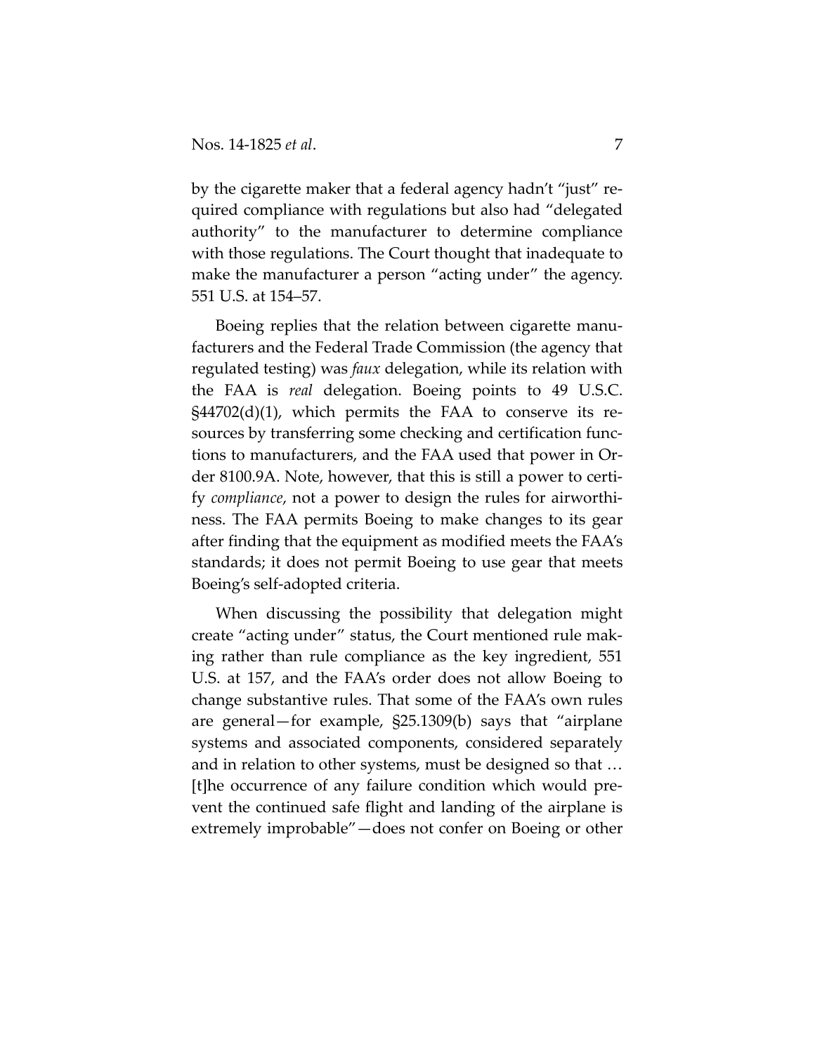by the cigarette maker that a federal agency hadn't "just" required compliance with regulations but also had "delegated authority" to the manufacturer to determine compliance with those regulations. The Court thought that inadequate to make the manufacturer a person "acting under" the agency. 551 U.S. at 154–57.

Boeing replies that the relation between cigarette manufacturers and the Federal Trade Commission (the agency that regulated testing) was *faux* delegation, while its relation with the FAA is *real* delegation. Boeing points to 49 U.S.C. §44702(d)(1), which permits the FAA to conserve its resources by transferring some checking and certification functions to manufacturers, and the FAA used that power in Order 8100.9A. Note, however, that this is still a power to certify *compliance*, not a power to design the rules for airworthiness. The FAA permits Boeing to make changes to its gear after finding that the equipment as modified meets the FAA's standards; it does not permit Boeing to use gear that meets Boeing's self-adopted criteria.

When discussing the possibility that delegation might create "acting under" status, the Court mentioned rule making rather than rule compliance as the key ingredient, 551 U.S. at 157, and the FAA's order does not allow Boeing to change substantive rules. That some of the FAA's own rules are general—for example, §25.1309(b) says that "airplane systems and associated components, considered separately and in relation to other systems, must be designed so that … [t]he occurrence of any failure condition which would prevent the continued safe flight and landing of the airplane is extremely improbable"—does not confer on Boeing or other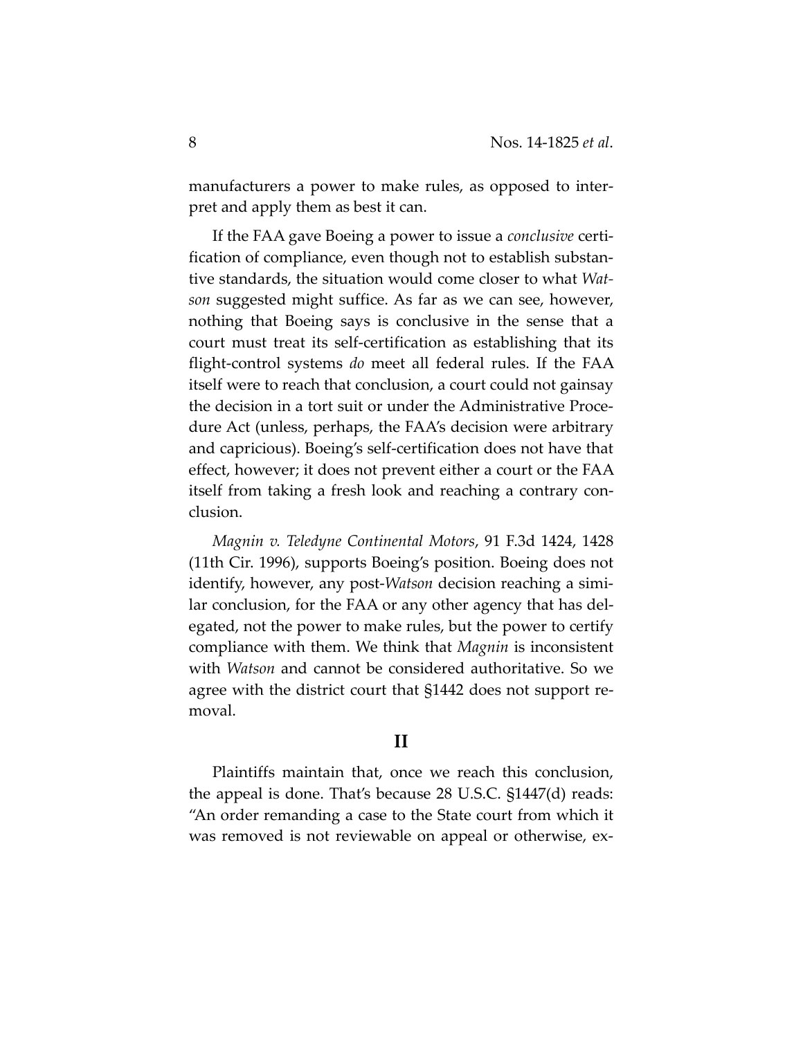manufacturers a power to make rules, as opposed to interpret and apply them as best it can.

If the FAA gave Boeing a power to issue a *conclusive* certification of compliance, even though not to establish substantive standards, the situation would come closer to what *Watson* suggested might suffice. As far as we can see, however, nothing that Boeing says is conclusive in the sense that a court must treat its self-certification as establishing that its flight-control systems *do* meet all federal rules. If the FAA itself were to reach that conclusion, a court could not gainsay the decision in a tort suit or under the Administrative Procedure Act (unless, perhaps, the FAA's decision were arbitrary and capricious). Boeing's self-certification does not have that effect, however; it does not prevent either a court or the FAA itself from taking a fresh look and reaching a contrary conclusion.

*Magnin v. Teledyne Continental Motors*, 91 F.3d 1424, 1428 (11th Cir. 1996), supports Boeing's position. Boeing does not identify, however, any post-*Watson* decision reaching a similar conclusion, for the FAA or any other agency that has delegated, not the power to make rules, but the power to certify compliance with them. We think that *Magnin* is inconsistent with *Watson* and cannot be considered authoritative. So we agree with the district court that §1442 does not support removal.

## II

Plaintiffs maintain that, once we reach this conclusion, the appeal is done. That's because 28 U.S.C. §1447(d) reads: "An order remanding a case to the State court from which it was removed is not reviewable on appeal or otherwise, ex-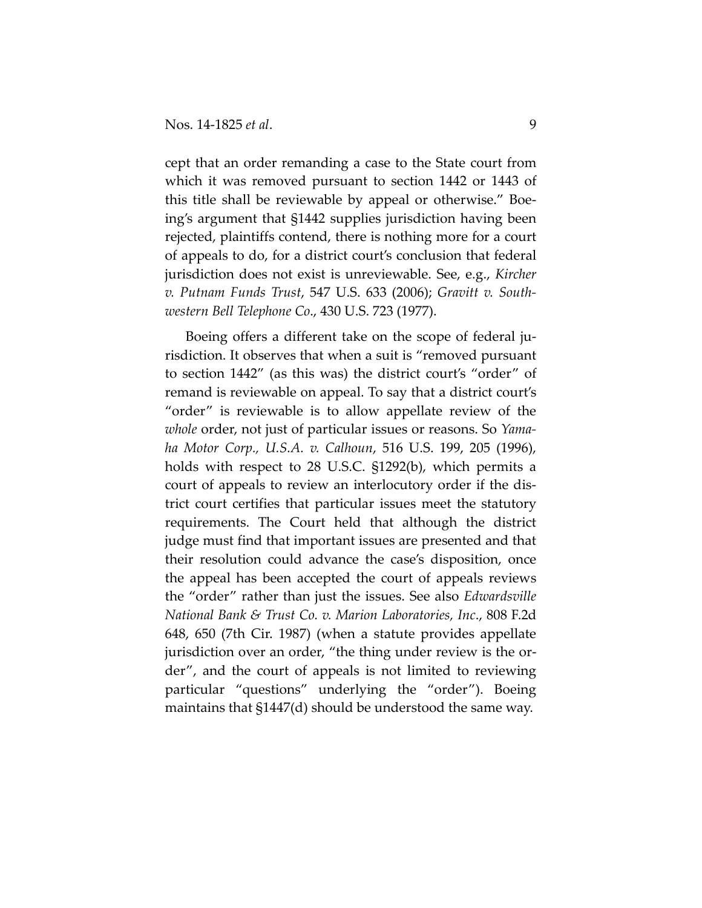cept that an order remanding a case to the State court from which it was removed pursuant to section 1442 or 1443 of this title shall be reviewable by appeal or otherwise." Boeing's argument that §1442 supplies jurisdiction having been rejected, plaintiffs contend, there is nothing more for a court of appeals to do, for a district court's conclusion that federal jurisdiction does not exist is unreviewable. See, e.g., *Kircher v. Putnam Funds Trust*, 547 U.S. 633 (2006); *Gravitt v. Southwestern Bell Telephone Co*., 430 U.S. 723 (1977).

Boeing offers a different take on the scope of federal jurisdiction. It observes that when a suit is "removed pursuant to section 1442" (as this was) the district court's "order" of remand is reviewable on appeal. To say that a district court's "order" is reviewable is to allow appellate review of the *whole* order, not just of particular issues or reasons. So *Yamaha Motor Corp., U.S.A. v. Calhoun*, 516 U.S. 199, 205 (1996), holds with respect to 28 U.S.C. §1292(b), which permits a court of appeals to review an interlocutory order if the district court certifies that particular issues meet the statutory requirements. The Court held that although the district judge must find that important issues are presented and that their resolution could advance the case's disposition, once the appeal has been accepted the court of appeals reviews the "order" rather than just the issues. See also *Edwardsville National Bank & Trust Co. v. Marion Laboratories, Inc*., 808 F.2d 648, 650 (7th Cir. 1987) (when a statute provides appellate jurisdiction over an order, "the thing under review is the order", and the court of appeals is not limited to reviewing particular "questions" underlying the "order"). Boeing maintains that §1447(d) should be understood the same way.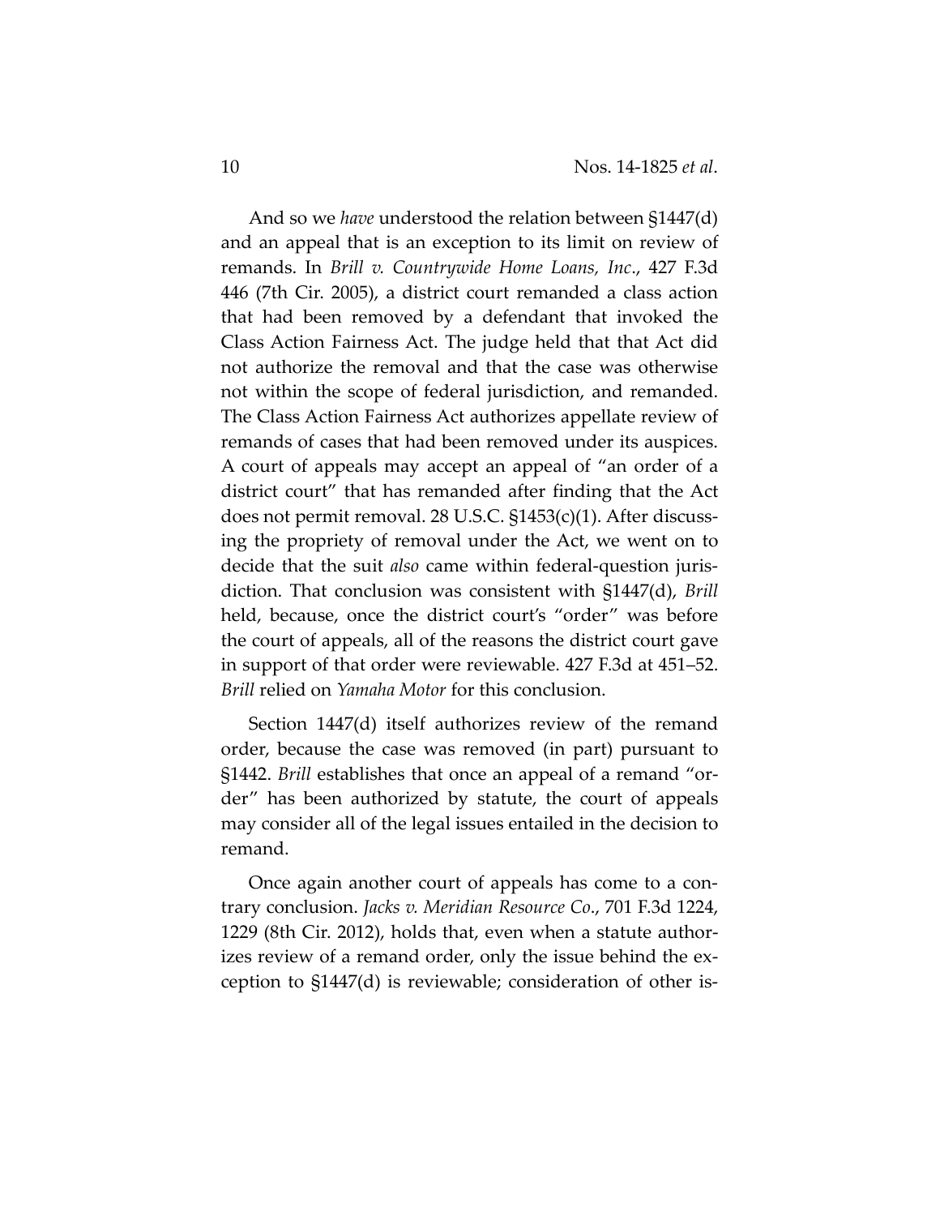And so we *have* understood the relation between §1447(d) and an appeal that is an exception to its limit on review of remands. In *Brill v. Countrywide Home Loans, Inc*., 427 F.3d 446 (7th Cir. 2005), a district court remanded a class action that had been removed by a defendant that invoked the Class Action Fairness Act. The judge held that that Act did not authorize the removal and that the case was otherwise not within the scope of federal jurisdiction, and remanded. The Class Action Fairness Act authorizes appellate review of remands of cases that had been removed under its auspices. A court of appeals may accept an appeal of "an order of a district court" that has remanded after finding that the Act does not permit removal. 28 U.S.C. §1453(c)(1). After discussing the propriety of removal under the Act, we went on to decide that the suit *also* came within federal-question jurisdiction. That conclusion was consistent with §1447(d), *Brill* held, because, once the district court's "order" was before the court of appeals, all of the reasons the district court gave in support of that order were reviewable. 427 F.3d at 451–52. *Brill* relied on *Yamaha Motor* for this conclusion.

Section 1447(d) itself authorizes review of the remand order, because the case was removed (in part) pursuant to §1442. *Brill* establishes that once an appeal of a remand "order" has been authorized by statute, the court of appeals may consider all of the legal issues entailed in the decision to remand.

Once again another court of appeals has come to a contrary conclusion. *Jacks v. Meridian Resource Co*., 701 F.3d 1224, 1229 (8th Cir. 2012), holds that, even when a statute authorizes review of a remand order, only the issue behind the exception to §1447(d) is reviewable; consideration of other is-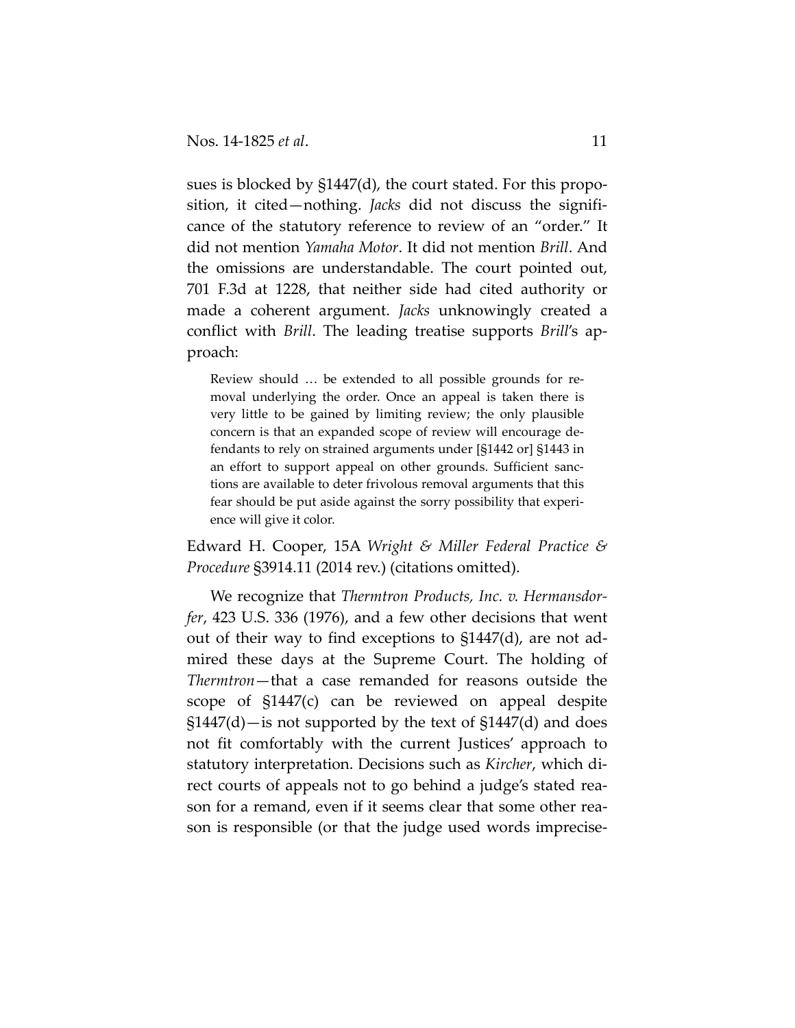sues is blocked by §1447(d), the court stated. For this proposition, it cited—nothing. *Jacks* did not discuss the significance of the statutory reference to review of an "order." It did not mention *Yamaha Motor*. It did not mention *Brill*. And the omissions are understandable. The court pointed out, 701 F.3d at 1228, that neither side had cited authority or made a coherent argument. *Jacks* unknowingly created a conflict with *Brill*. The leading treatise supports *Brill*'s approach:

> Review should … be extended to all possible grounds for removal underlying the order. Once an appeal is taken there is very little to be gained by limiting review; the only plausible concern is that an expanded scope of review will encourage defendants to rely on strained arguments under [§1442 or] §1443 in an effort to support appeal on other grounds. Sufficient sanctions are available to deter frivolous removal arguments that this fear should be put aside against the sorry possibility that experience will give it color.

Edward H. Cooper, 15A *Wright & Miller Federal Practice & Procedure* §3914.11 (2014 rev.) (citations omitted).

We recognize that *Thermtron Products, Inc. v. Hermansdorfer*, 423 U.S. 336 (1976), and a few other decisions that went out of their way to find exceptions to §1447(d), are not admired these days at the Supreme Court. The holding of *Thermtron*—that a case remanded for reasons outside the scope of §1447(c) can be reviewed on appeal despite §1447(d)—is not supported by the text of §1447(d) and does not fit comfortably with the current Justices' approach to statutory interpretation. Decisions such as *Kircher*, which direct courts of appeals not to go behind a judge's stated reason for a remand, even if it seems clear that some other reason is responsible (or that the judge used words imprecise-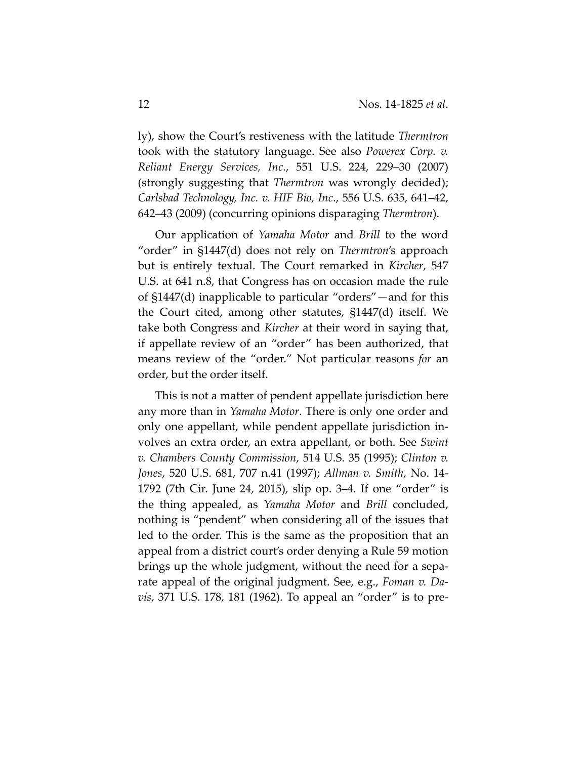ly), show the Court's restiveness with the latitude *Thermtron* took with the statutory language. See also *Powerex Corp. v. Reliant Energy Services, Inc.*, 551 U.S. 224, 229–30 (2007) (strongly suggesting that *Thermtron* was wrongly decided); *Carlsbad Technology, Inc. v. HIF Bio, Inc.*, 556 U.S. 635, 641–42, 642–43 (2009) (concurring opinions disparaging *Thermtron*).

Our application of *Yamaha Motor* and *Brill* to the word "order" in §1447(d) does not rely on *Thermtron*'s approach but is entirely textual. The Court remarked in *Kircher*, 547 U.S. at 641 n.8, that Congress has on occasion made the rule of §1447(d) inapplicable to particular "orders"—and for this the Court cited, among other statutes, §1447(d) itself. We take both Congress and *Kircher* at their word in saying that, if appellate review of an "order" has been authorized, that means review of the "order." Not particular reasons *for* an order, but the order itself.

This is not a matter of pendent appellate jurisdiction here any more than in *Yamaha Motor*. There is only one order and only one appellant, while pendent appellate jurisdiction involves an extra order, an extra appellant, or both. See *Swint v. Chambers County Commission*, 514 U.S. 35 (1995); *Clinton v. Jones*, 520 U.S. 681, 707 n.41 (1997); *Allman v. Smith*, No. 14-1792 (7th Cir. June 24, 2015), slip op. 3–4. If one "order" is the thing appealed, as *Yamaha Motor* and *Brill* concluded, nothing is "pendent" when considering all of the issues that led to the order. This is the same as the proposition that an appeal from a district court's order denying a Rule 59 motion brings up the whole judgment, without the need for a separate appeal of the original judgment. See, e.g., *Foman v. Davis*, 371 U.S. 178, 181 (1962). To appeal an "order" is to pre-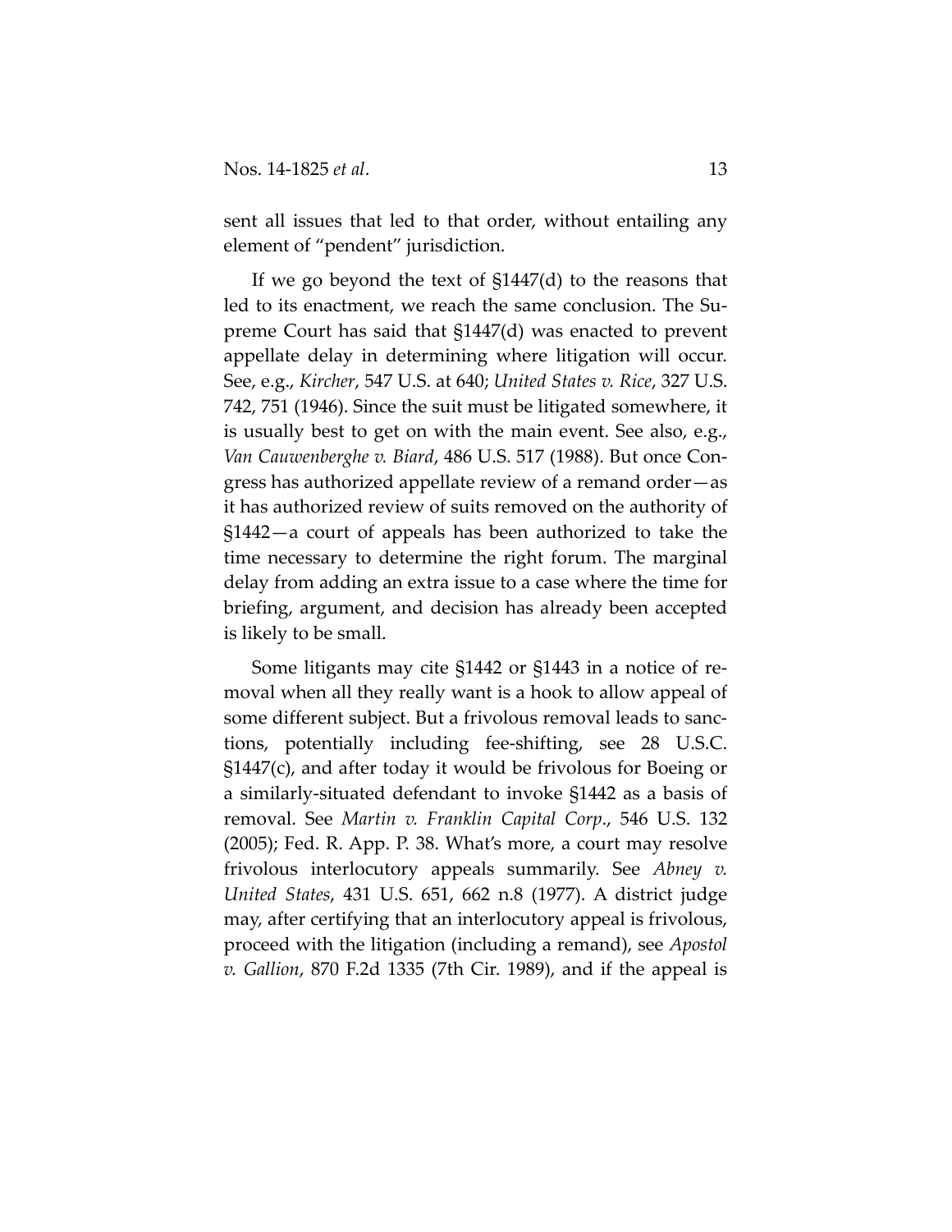sent all issues that led to that order, without entailing any element of "pendent" jurisdiction.

If we go beyond the text of §1447(d) to the reasons that led to its enactment, we reach the same conclusion. The Supreme Court has said that §1447(d) was enacted to prevent appellate delay in determining where litigation will occur. See, e.g., *Kircher*, 547 U.S. at 640; *United States v. Rice*, 327 U.S. 742, 751 (1946). Since the suit must be litigated somewhere, it is usually best to get on with the main event. See also, e.g., *Van Cauwenberghe v. Biard*, 486 U.S. 517 (1988). But once Congress has authorized appellate review of a remand order—as it has authorized review of suits removed on the authority of §1442—a court of appeals has been authorized to take the time necessary to determine the right forum. The marginal delay from adding an extra issue to a case where the time for briefing, argument, and decision has already been accepted is likely to be small.

Some litigants may cite §1442 or §1443 in a notice of removal when all they really want is a hook to allow appeal of some different subject. But a frivolous removal leads to sanctions, potentially including fee-shifting, see 28 U.S.C. §1447(c), and after today it would be frivolous for Boeing or a similarly-situated defendant to invoke §1442 as a basis of removal. See *Martin v. Franklin Capital Corp.*, 546 U.S. 132 (2005); Fed. R. App. P. 38. What's more, a court may resolve frivolous interlocutory appeals summarily. See *Abney v. United States*, 431 U.S. 651, 662 n.8 (1977). A district judge may, after certifying that an interlocutory appeal is frivolous, proceed with the litigation (including a remand), see *Apostol v. Gallion*, 870 F.2d 1335 (7th Cir. 1989), and if the appeal is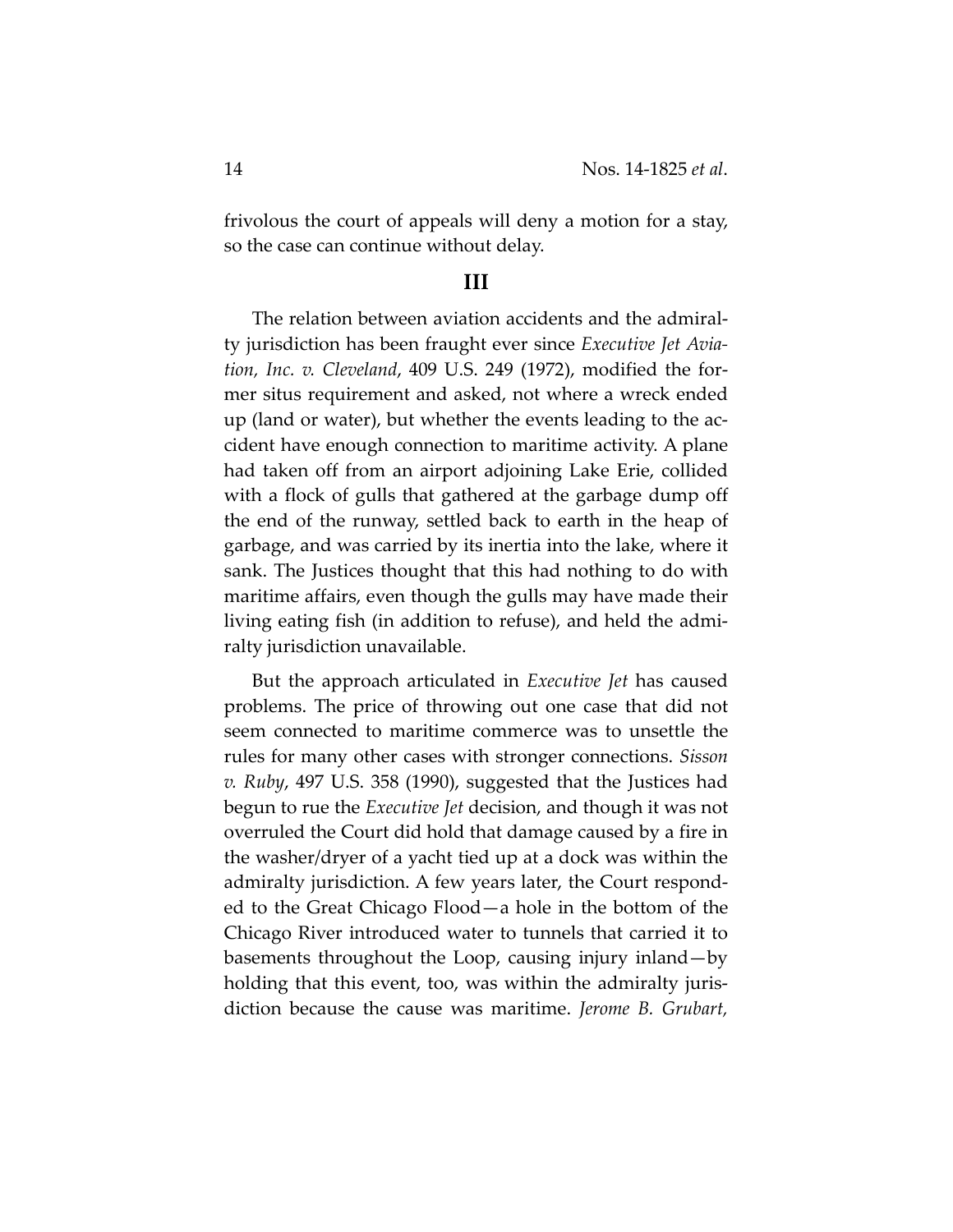frivolous the court of appeals will deny a motion for a stay, so the case can continue without delay.

## III

The relation between aviation accidents and the admiralty jurisdiction has been fraught ever since *Executive Jet Aviation, Inc. v. Cleveland*, 409 U.S. 249 (1972), modified the former situs requirement and asked, not where a wreck ended up (land or water), but whether the events leading to the accident have enough connection to maritime activity. A plane had taken off from an airport adjoining Lake Erie, collided with a flock of gulls that gathered at the garbage dump off the end of the runway, settled back to earth in the heap of garbage, and was carried by its inertia into the lake, where it sank. The Justices thought that this had nothing to do with maritime affairs, even though the gulls may have made their living eating fish (in addition to refuse), and held the admiralty jurisdiction unavailable.

But the approach articulated in *Executive Jet* has caused problems. The price of throwing out one case that did not seem connected to maritime commerce was to unsettle the rules for many other cases with stronger connections. *Sisson v. Ruby*, 497 U.S. 358 (1990), suggested that the Justices had begun to rue the *Executive Jet* decision, and though it was not overruled the Court did hold that damage caused by a fire in the washer/dryer of a yacht tied up at a dock was within the admiralty jurisdiction. A few years later, the Court responded to the Great Chicago Flood—a hole in the bottom of the Chicago River introduced water to tunnels that carried it to basements throughout the Loop, causing injury inland—by holding that this event, too, was within the admiralty jurisdiction because the cause was maritime. *Jerome B. Grubart,*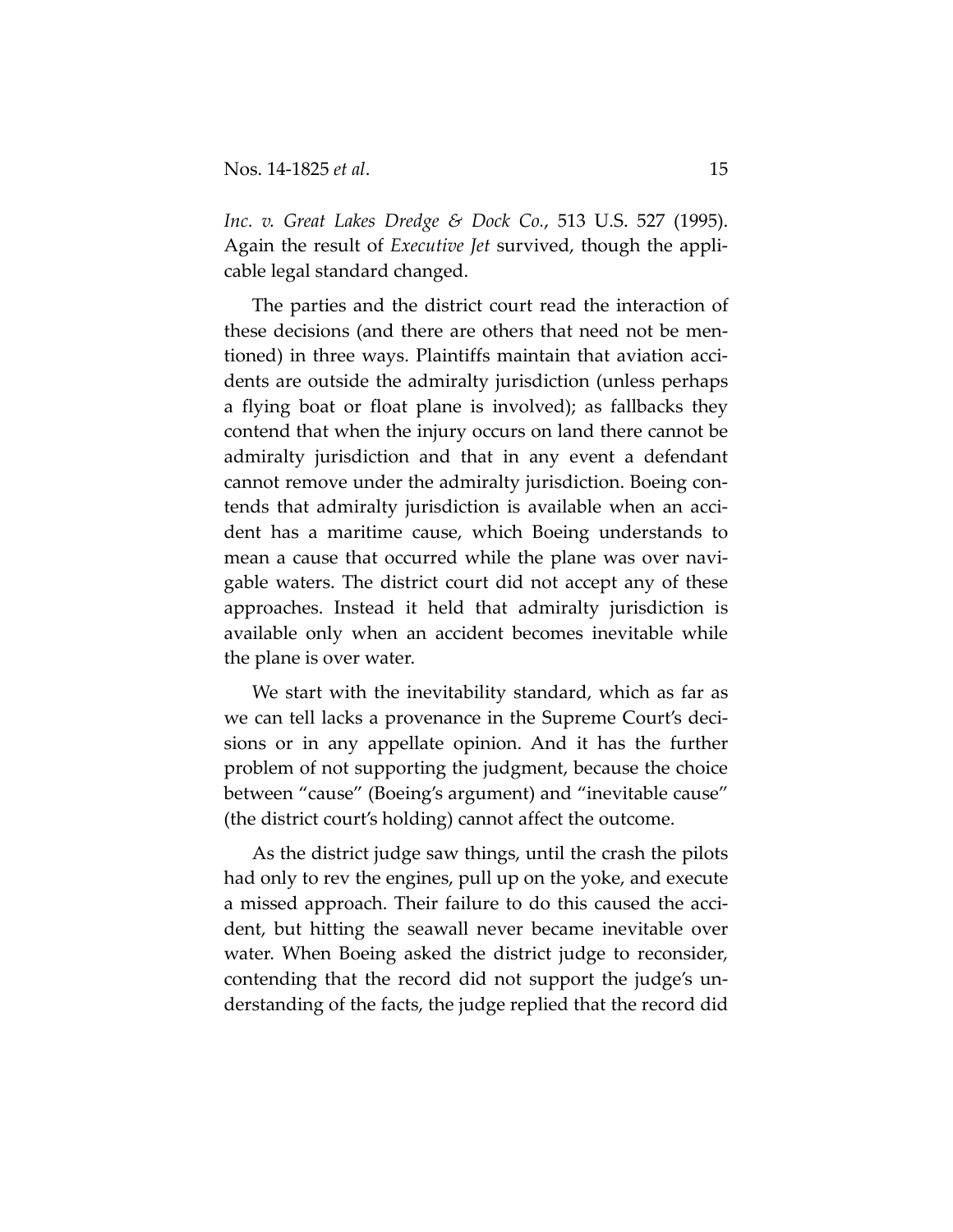*Inc. v. Great Lakes Dredge & Dock Co.*, 513 U.S. 527 (1995). Again the result of *Executive Jet* survived, though the applicable legal standard changed.

The parties and the district court read the interaction of these decisions (and there are others that need not be mentioned) in three ways. Plaintiffs maintain that aviation accidents are outside the admiralty jurisdiction (unless perhaps a flying boat or float plane is involved); as fallbacks they contend that when the injury occurs on land there cannot be admiralty jurisdiction and that in any event a defendant cannot remove under the admiralty jurisdiction. Boeing contends that admiralty jurisdiction is available when an accident has a maritime cause, which Boeing understands to mean a cause that occurred while the plane was over navigable waters. The district court did not accept any of these approaches. Instead it held that admiralty jurisdiction is available only when an accident becomes inevitable while the plane is over water.

We start with the inevitability standard, which as far as we can tell lacks a provenance in the Supreme Court's decisions or in any appellate opinion. And it has the further problem of not supporting the judgment, because the choice between "cause" (Boeing's argument) and "inevitable cause" (the district court's holding) cannot affect the outcome.

As the district judge saw things, until the crash the pilots had only to rev the engines, pull up on the yoke, and execute a missed approach. Their failure to do this caused the accident, but hitting the seawall never became inevitable over water. When Boeing asked the district judge to reconsider, contending that the record did not support the judge's understanding of the facts, the judge replied that the record did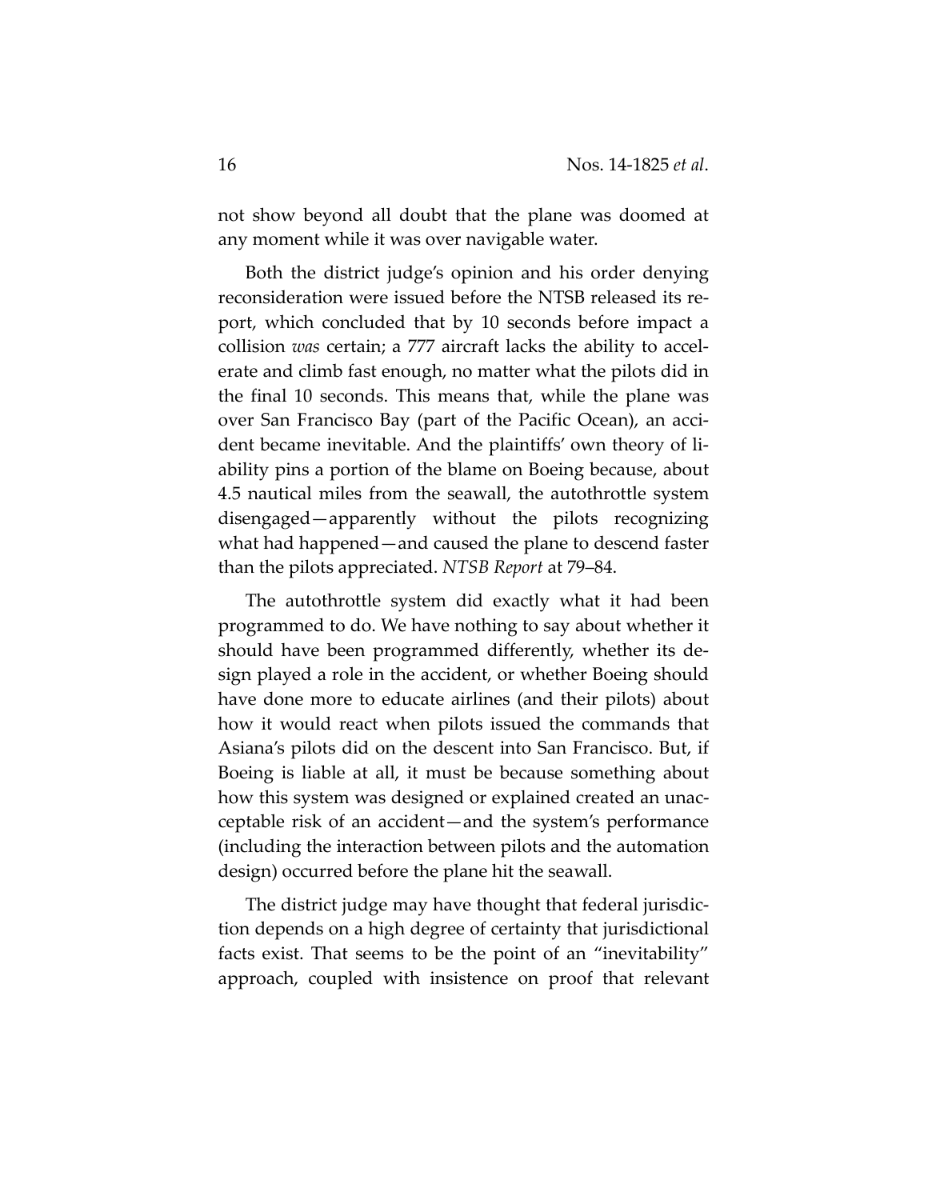not show beyond all doubt that the plane was doomed at any moment while it was over navigable water.

Both the district judge's opinion and his order denying reconsideration were issued before the NTSB released its report, which concluded that by 10 seconds before impact a collision *was* certain; a 777 aircraft lacks the ability to accelerate and climb fast enough, no matter what the pilots did in the final 10 seconds. This means that, while the plane was over San Francisco Bay (part of the Pacific Ocean), an accident became inevitable. And the plaintiffs' own theory of liability pins a portion of the blame on Boeing because, about 4.5 nautical miles from the seawall, the autothrottle system disengaged—apparently without the pilots recognizing what had happened—and caused the plane to descend faster than the pilots appreciated. *NTSB Report* at 79–84.

The autothrottle system did exactly what it had been programmed to do. We have nothing to say about whether it should have been programmed differently, whether its design played a role in the accident, or whether Boeing should have done more to educate airlines (and their pilots) about how it would react when pilots issued the commands that Asiana's pilots did on the descent into San Francisco. But, if Boeing is liable at all, it must be because something about how this system was designed or explained created an unacceptable risk of an accident—and the system's performance (including the interaction between pilots and the automation design) occurred before the plane hit the seawall.

The district judge may have thought that federal jurisdiction depends on a high degree of certainty that jurisdictional facts exist. That seems to be the point of an "inevitability" approach, coupled with insistence on proof that relevant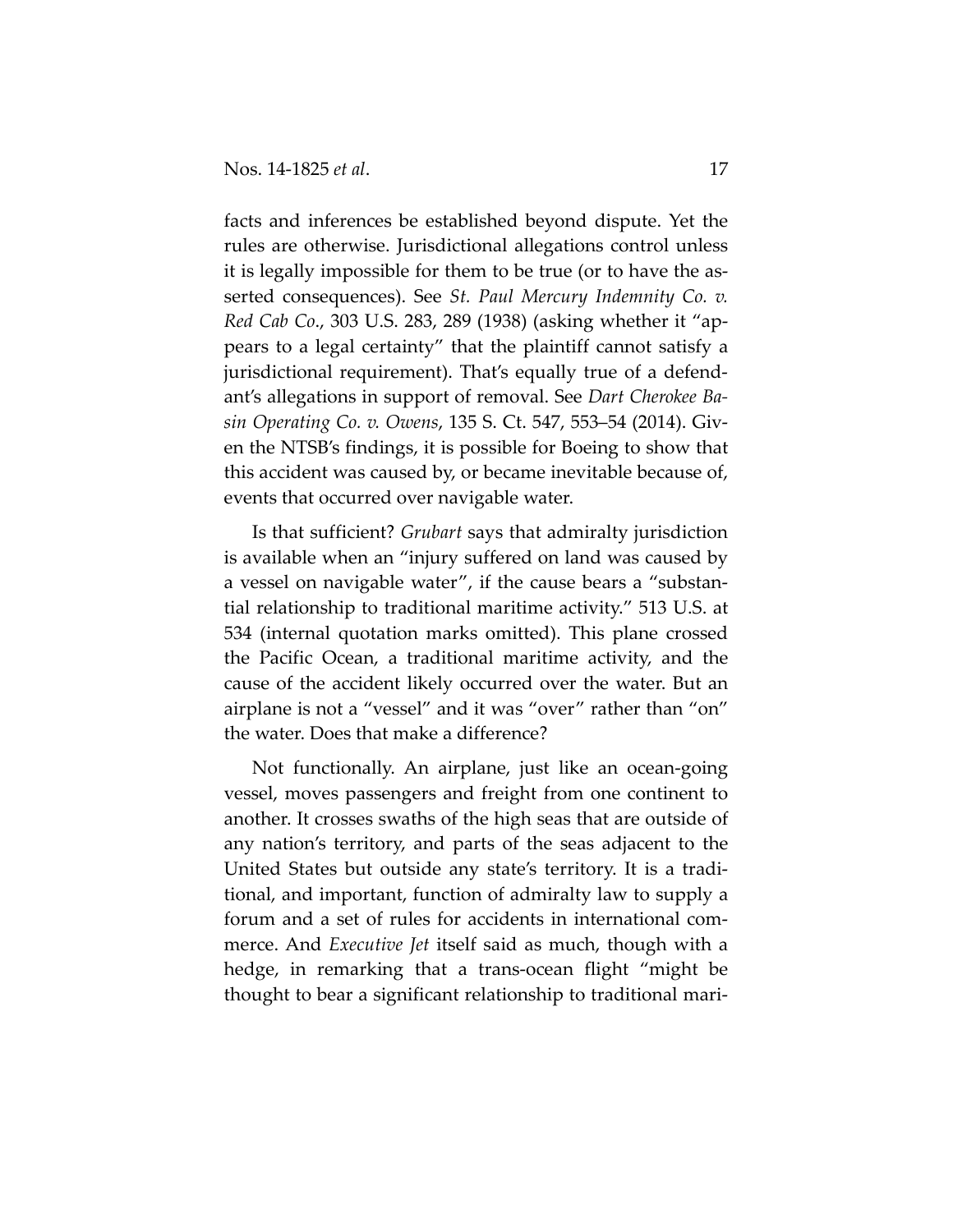facts and inferences be established beyond dispute. Yet the rules are otherwise. Jurisdictional allegations control unless it is legally impossible for them to be true (or to have the asserted consequences). See *St. Paul Mercury Indemnity Co. v. Red Cab Co*., 303 U.S. 283, 289 (1938) (asking whether it "appears to a legal certainty" that the plaintiff cannot satisfy a jurisdictional requirement). That's equally true of a defendant's allegations in support of removal. See *Dart Cherokee Basin Operating Co. v. Owens*, 135 S. Ct. 547, 553–54 (2014). Given the NTSB's findings, it is possible for Boeing to show that this accident was caused by, or became inevitable because of, events that occurred over navigable water.

Is that sufficient? *Grubart* says that admiralty jurisdiction is available when an "injury suffered on land was caused by a vessel on navigable water", if the cause bears a "substantial relationship to traditional maritime activity." 513 U.S. at 534 (internal quotation marks omitted). This plane crossed the Pacific Ocean, a traditional maritime activity, and the cause of the accident likely occurred over the water. But an airplane is not a "vessel" and it was "over" rather than "on" the water. Does that make a difference?

Not functionally. An airplane, just like an ocean-going vessel, moves passengers and freight from one continent to another. It crosses swaths of the high seas that are outside of any nation's territory, and parts of the seas adjacent to the United States but outside any state's territory. It is a traditional, and important, function of admiralty law to supply a forum and a set of rules for accidents in international commerce. And *Executive Jet* itself said as much, though with a hedge, in remarking that a trans-ocean flight "might be thought to bear a significant relationship to traditional mari-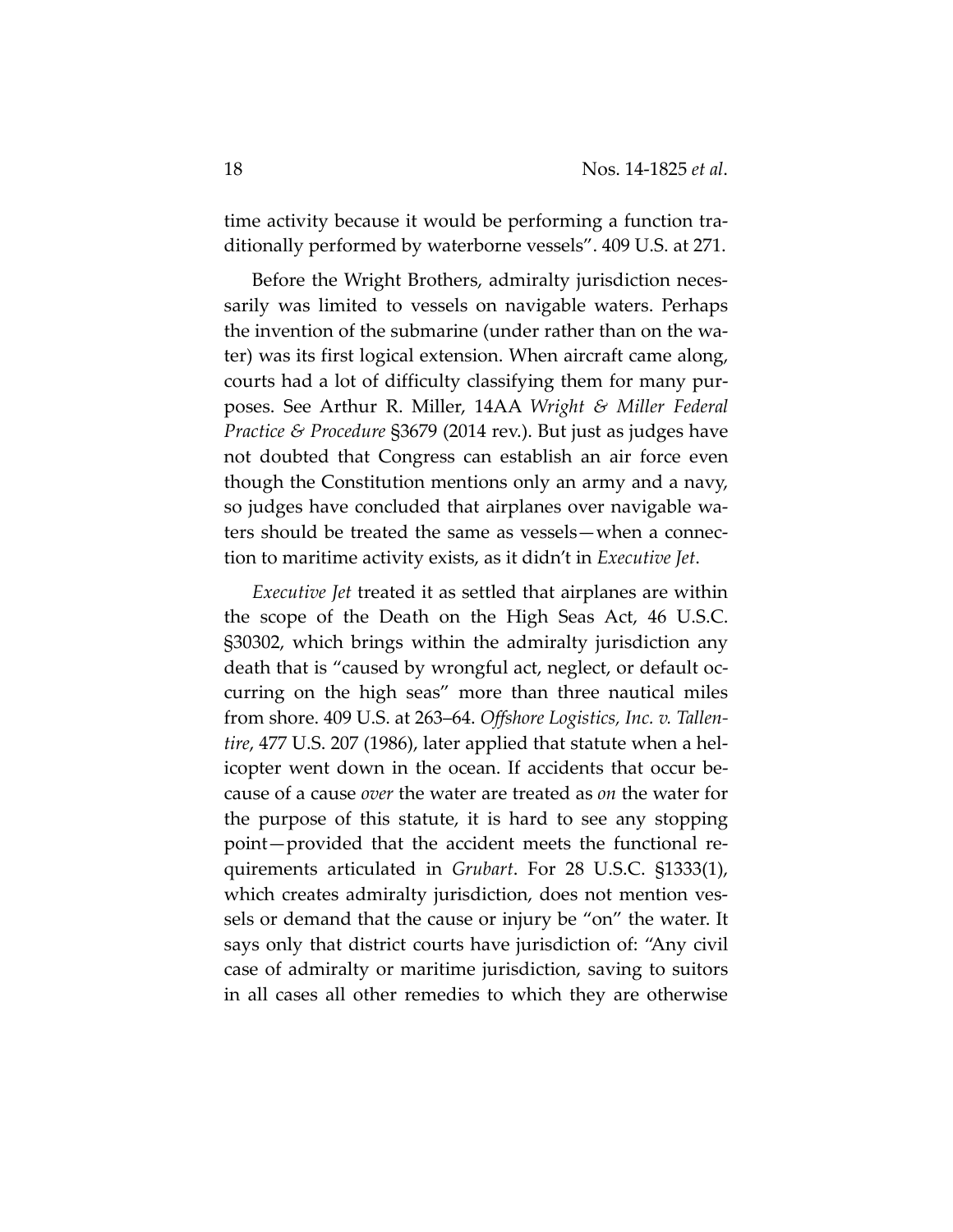time activity because it would be performing a function traditionally performed by waterborne vessels". 409 U.S. at 271.

Before the Wright Brothers, admiralty jurisdiction necessarily was limited to vessels on navigable waters. Perhaps the invention of the submarine (under rather than on the water) was its first logical extension. When aircraft came along, courts had a lot of difficulty classifying them for many purposes. See Arthur R. Miller, 14AA *Wright & Miller Federal Practice & Procedure* §3679 (2014 rev.). But just as judges have not doubted that Congress can establish an air force even though the Constitution mentions only an army and a navy, so judges have concluded that airplanes over navigable waters should be treated the same as vessels—when a connection to maritime activity exists, as it didn't in *Executive Jet*.

*Executive Jet* treated it as settled that airplanes are within the scope of the Death on the High Seas Act, 46 U.S.C. §30302, which brings within the admiralty jurisdiction any death that is "caused by wrongful act, neglect, or default occurring on the high seas" more than three nautical miles from shore. 409 U.S. at 263–64. *Offshore Logistics, Inc. v. Tallentire*, 477 U.S. 207 (1986), later applied that statute when a helicopter went down in the ocean. If accidents that occur because of a cause *over* the water are treated as *on* the water for the purpose of this statute, it is hard to see any stopping point—provided that the accident meets the functional requirements articulated in *Grubart*. For 28 U.S.C. §1333(1), which creates admiralty jurisdiction, does not mention vessels or demand that the cause or injury be "on" the water. It says only that district courts have jurisdiction of: "Any civil case of admiralty or maritime jurisdiction, saving to suitors in all cases all other remedies to which they are otherwise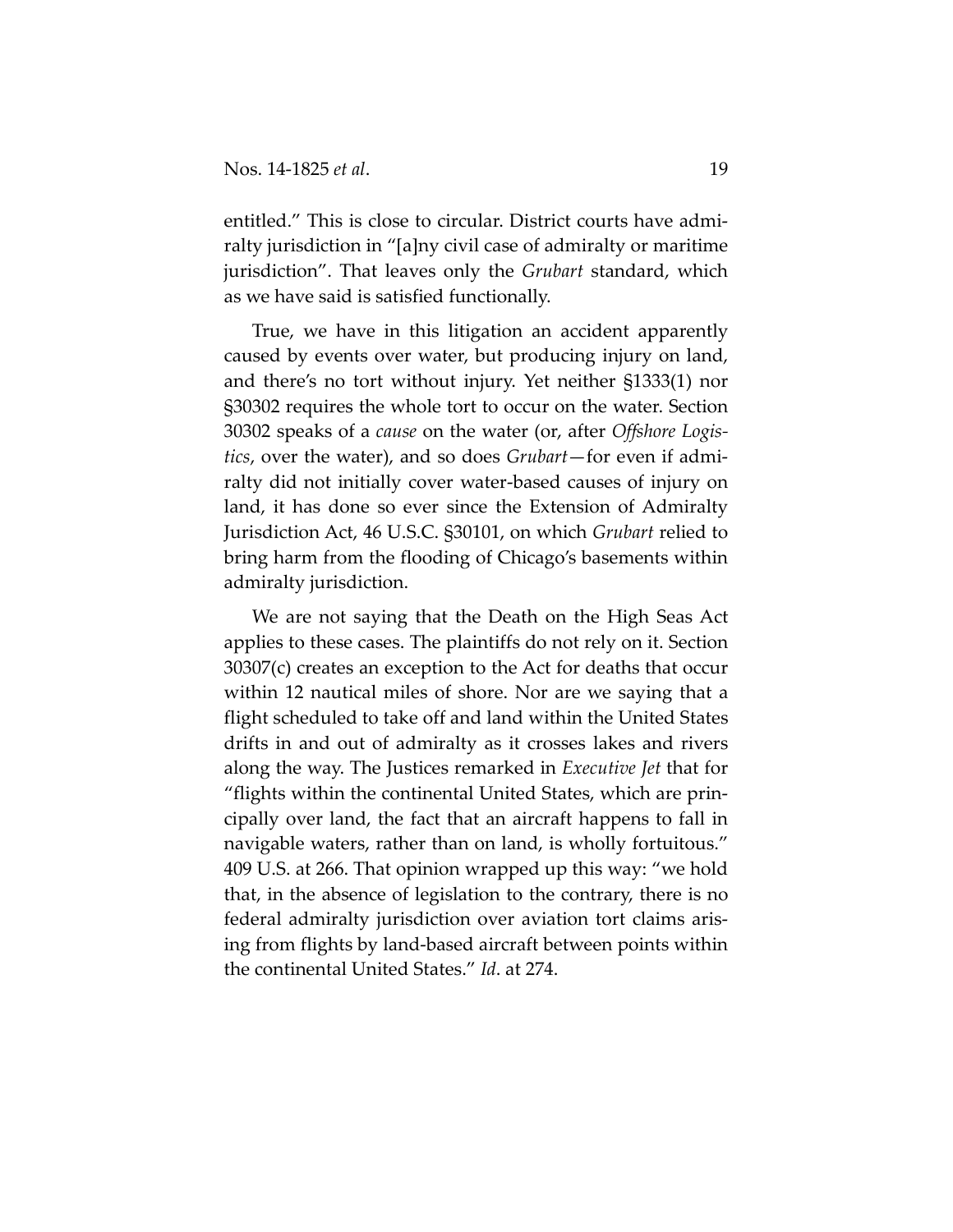entitled." This is close to circular. District courts have admiralty jurisdiction in "[a]ny civil case of admiralty or maritime jurisdiction". That leaves only the *Grubart* standard, which as we have said is satisfied functionally.

True, we have in this litigation an accident apparently caused by events over water, but producing injury on land, and there's no tort without injury. Yet neither §1333(1) nor §30302 requires the whole tort to occur on the water. Section 30302 speaks of a *cause* on the water (or, after *Offshore Logistics*, over the water), and so does *Grubart*—for even if admiralty did not initially cover water-based causes of injury on land, it has done so ever since the Extension of Admiralty Jurisdiction Act, 46 U.S.C. §30101, on which *Grubart* relied to bring harm from the flooding of Chicago's basements within admiralty jurisdiction.

We are not saying that the Death on the High Seas Act applies to these cases. The plaintiffs do not rely on it. Section 30307(c) creates an exception to the Act for deaths that occur within 12 nautical miles of shore. Nor are we saying that a flight scheduled to take off and land within the United States drifts in and out of admiralty as it crosses lakes and rivers along the way. The Justices remarked in *Executive Jet* that for "flights within the continental United States, which are principally over land, the fact that an aircraft happens to fall in navigable waters, rather than on land, is wholly fortuitous." 409 U.S. at 266. That opinion wrapped up this way: "we hold that, in the absence of legislation to the contrary, there is no federal admiralty jurisdiction over aviation tort claims arising from flights by land-based aircraft between points within the continental United States." *Id*. at 274.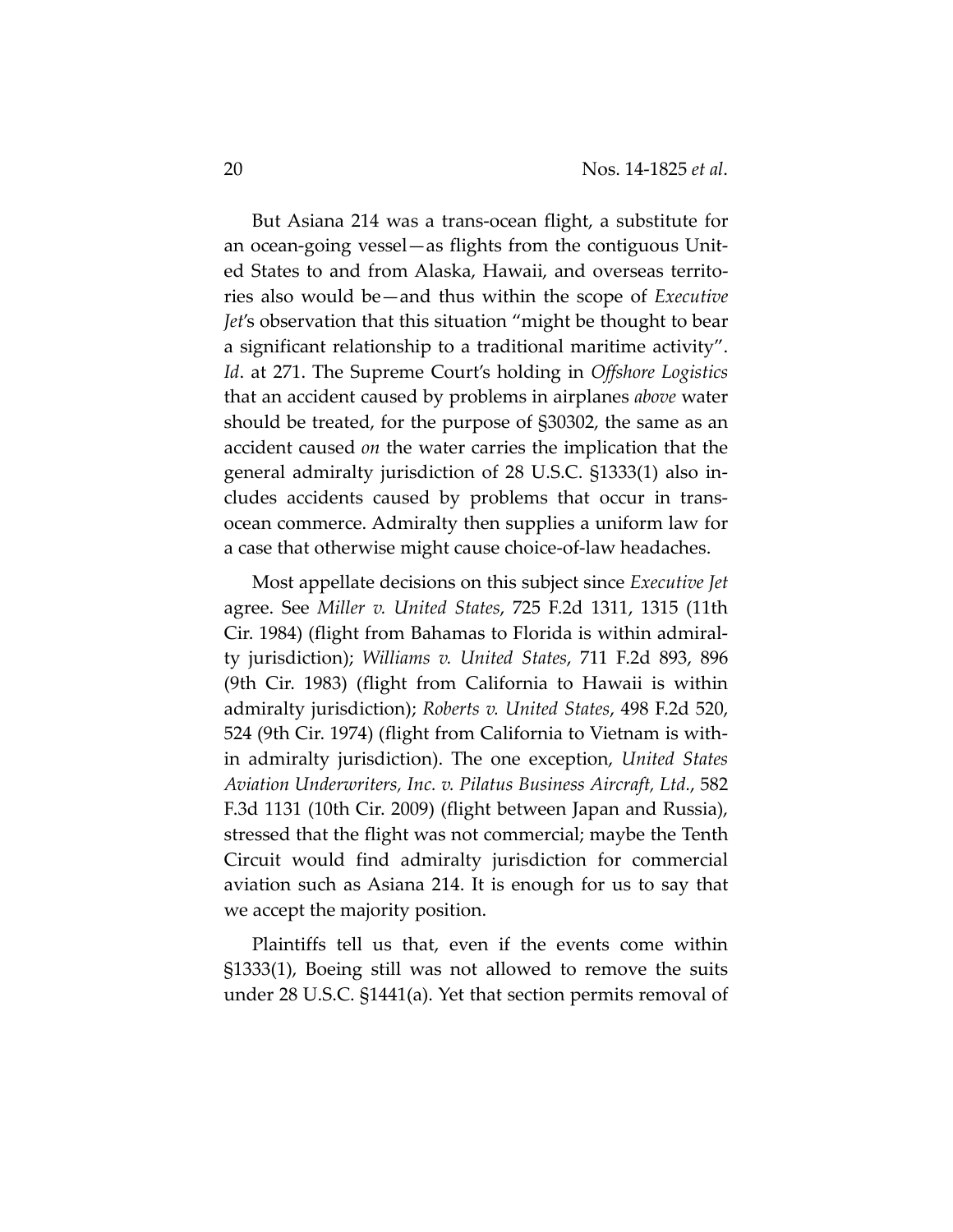But Asiana 214 was a trans-ocean flight, a substitute for an ocean-going vessel—as flights from the contiguous United States to and from Alaska, Hawaii, and overseas territories also would be—and thus within the scope of *Executive Jet*'s observation that this situation "might be thought to bear a significant relationship to a traditional maritime activity". *Id*. at 271. The Supreme Court's holding in *Offshore Logistics* that an accident caused by problems in airplanes *above* water should be treated, for the purpose of §30302, the same as an accident caused *on* the water carries the implication that the general admiralty jurisdiction of 28 U.S.C. §1333(1) also includes accidents caused by problems that occur in trans-ocean commerce. Admiralty then supplies a uniform law for a case that otherwise might cause choice-of-law headaches.

Most appellate decisions on this subject since *Executive Jet* agree. See *Miller v. United States*, 725 F.2d 1311, 1315 (11th Cir. 1984) (flight from Bahamas to Florida is within admiralty jurisdiction); *Williams v. United States*, 711 F.2d 893, 896 (9th Cir. 1983) (flight from California to Hawaii is within admiralty jurisdiction); *Roberts v. United States*, 498 F.2d 520, 524 (9th Cir. 1974) (flight from California to Vietnam is within admiralty jurisdiction). The one exception, *United States Aviation Underwriters, Inc. v. Pilatus Business Aircraft, Ltd.*, 582 F.3d 1131 (10th Cir. 2009) (flight between Japan and Russia), stressed that the flight was not commercial; maybe the Tenth Circuit would find admiralty jurisdiction for commercial aviation such as Asiana 214. It is enough for us to say that we accept the majority position.

Plaintiffs tell us that, even if the events come within §1333(1), Boeing still was not allowed to remove the suits under 28 U.S.C. §1441(a). Yet that section permits removal of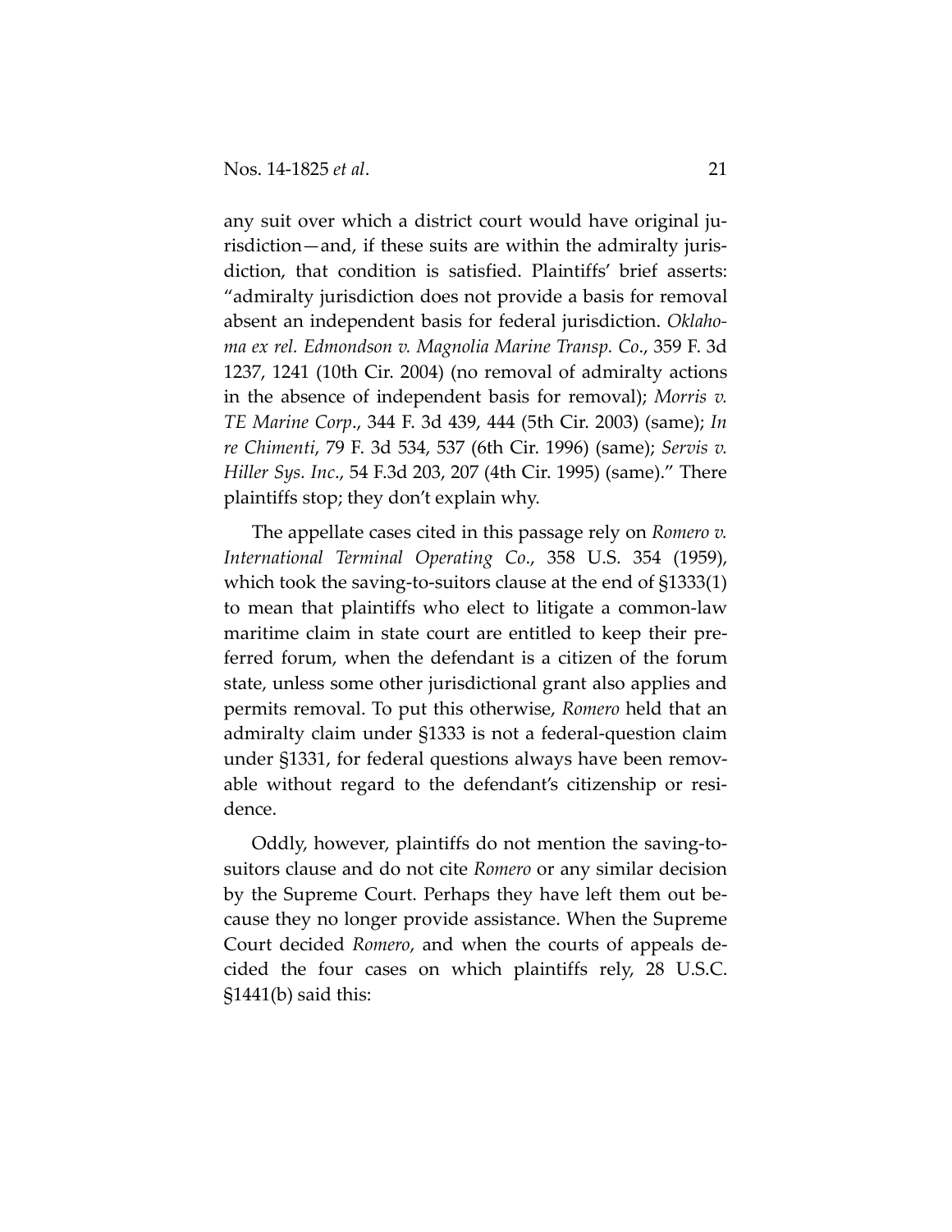any suit over which a district court would have original jurisdiction—and, if these suits are within the admiralty jurisdiction, that condition is satisfied. Plaintiffs' brief asserts: "admiralty jurisdiction does not provide a basis for removal absent an independent basis for federal jurisdiction. *Oklahoma ex rel. Edmondson v. Magnolia Marine Transp. Co*., 359 F. 3d 1237, 1241 (10th Cir. 2004) (no removal of admiralty actions in the absence of independent basis for removal); *Morris v. TE Marine Corp*., 344 F. 3d 439, 444 (5th Cir. 2003) (same); *In re Chimenti*, 79 F. 3d 534, 537 (6th Cir. 1996) (same); *Servis v. Hiller Sys. Inc*., 54 F.3d 203, 207 (4th Cir. 1995) (same)." There plaintiffs stop; they don't explain why.

The appellate cases cited in this passage rely on *Romero v. International Terminal Operating Co*., 358 U.S. 354 (1959), which took the saving-to-suitors clause at the end of §1333(1) to mean that plaintiffs who elect to litigate a common-law maritime claim in state court are entitled to keep their preferred forum, when the defendant is a citizen of the forum state, unless some other jurisdictional grant also applies and permits removal. To put this otherwise, *Romero* held that an admiralty claim under §1333 is not a federal-question claim under §1331, for federal questions always have been removable without regard to the defendant's citizenship or residence.

Oddly, however, plaintiffs do not mention the saving-to-suitors clause and do not cite *Romero* or any similar decision by the Supreme Court. Perhaps they have left them out because they no longer provide assistance. When the Supreme Court decided *Romero*, and when the courts of appeals decided the four cases on which plaintiffs rely, 28 U.S.C. §1441(b) said this: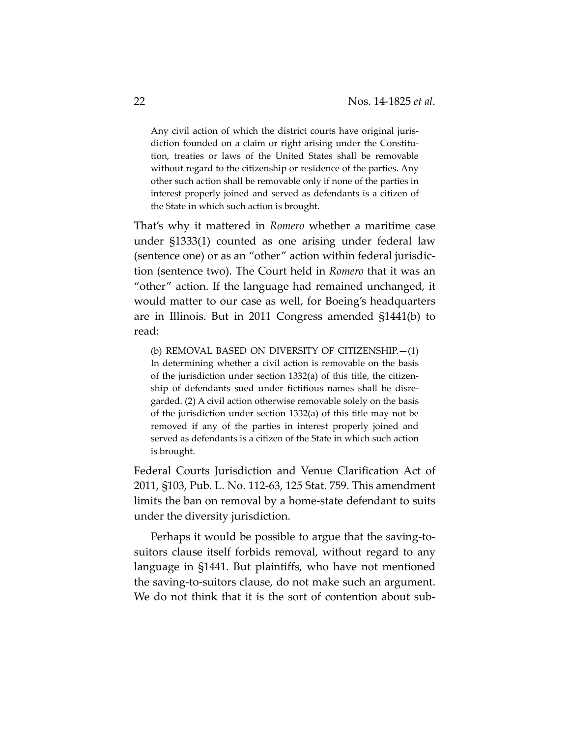> Any civil action of which the district courts have original jurisdiction founded on a claim or right arising under the Constitution, treaties or laws of the United States shall be removable without regard to the citizenship or residence of the parties. Any other such action shall be removable only if none of the parties in interest properly joined and served as defendants is a citizen of the State in which such action is brought.

That's why it mattered in *Romero* whether a maritime case under §1333(1) counted as one arising under federal law (sentence one) or as an "other" action within federal jurisdiction (sentence two). The Court held in *Romero* that it was an "other" action. If the language had remained unchanged, it would matter to our case as well, for Boeing's headquarters are in Illinois. But in 2011 Congress amended §1441(b) to read:

> (b) REMOVAL BASED ON DIVERSITY OF CITIZENSHIP.—(1) In determining whether a civil action is removable on the basis of the jurisdiction under section 1332(a) of this title, the citizenship of defendants sued under fictitious names shall be disregarded. (2) A civil action otherwise removable solely on the basis of the jurisdiction under section 1332(a) of this title may not be removed if any of the parties in interest properly joined and served as defendants is a citizen of the State in which such action is brought.

Federal Courts Jurisdiction and Venue Clarification Act of 2011, §103, Pub. L. No. 112-63, 125 Stat. 759. This amendment limits the ban on removal by a home-state defendant to suits under the diversity jurisdiction.

Perhaps it would be possible to argue that the saving-to-suitors clause itself forbids removal, without regard to any language in §1441. But plaintiffs, who have not mentioned the saving-to-suitors clause, do not make such an argument. We do not think that it is the sort of contention about sub-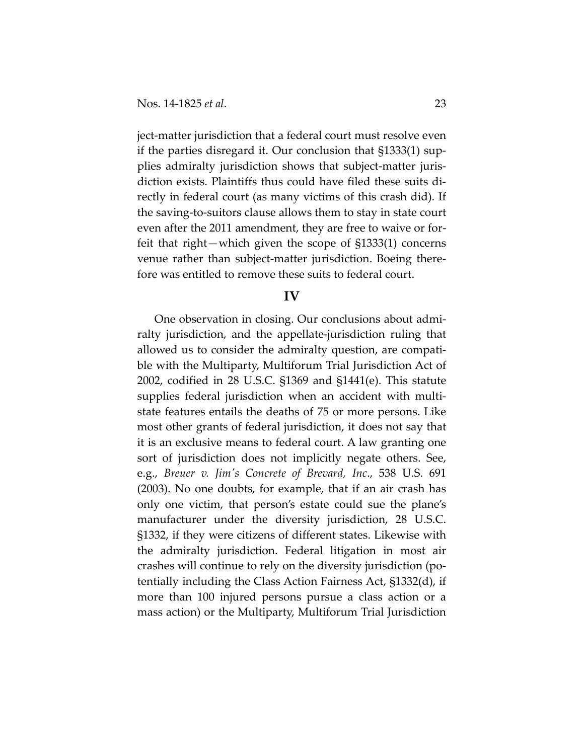ject-matter jurisdiction that a federal court must resolve even if the parties disregard it. Our conclusion that §1333(1) supplies admiralty jurisdiction shows that subject-matter jurisdiction exists. Plaintiffs thus could have filed these suits directly in federal court (as many victims of this crash did). If the saving-to-suitors clause allows them to stay in state court even after the 2011 amendment, they are free to waive or forfeit that right—which given the scope of §1333(1) concerns venue rather than subject-matter jurisdiction. Boeing therefore was entitled to remove these suits to federal court.

## IV

One observation in closing. Our conclusions about admiralty jurisdiction, and the appellate-jurisdiction ruling that allowed us to consider the admiralty question, are compatible with the Multiparty, Multiforum Trial Jurisdiction Act of 2002, codified in 28 U.S.C. §1369 and §1441(e). This statute supplies federal jurisdiction when an accident with multistate features entails the deaths of 75 or more persons. Like most other grants of federal jurisdiction, it does not say that it is an exclusive means to federal court. A law granting one sort of jurisdiction does not implicitly negate others. See, e.g., *Breuer v. Jim's Concrete of Brevard, Inc.*, 538 U.S. 691 (2003). No one doubts, for example, that if an air crash has only one victim, that person's estate could sue the plane's manufacturer under the diversity jurisdiction, 28 U.S.C. §1332, if they were citizens of different states. Likewise with the admiralty jurisdiction. Federal litigation in most air crashes will continue to rely on the diversity jurisdiction (potentially including the Class Action Fairness Act, §1332(d), if more than 100 injured persons pursue a class action or a mass action) or the Multiparty, Multiforum Trial Jurisdiction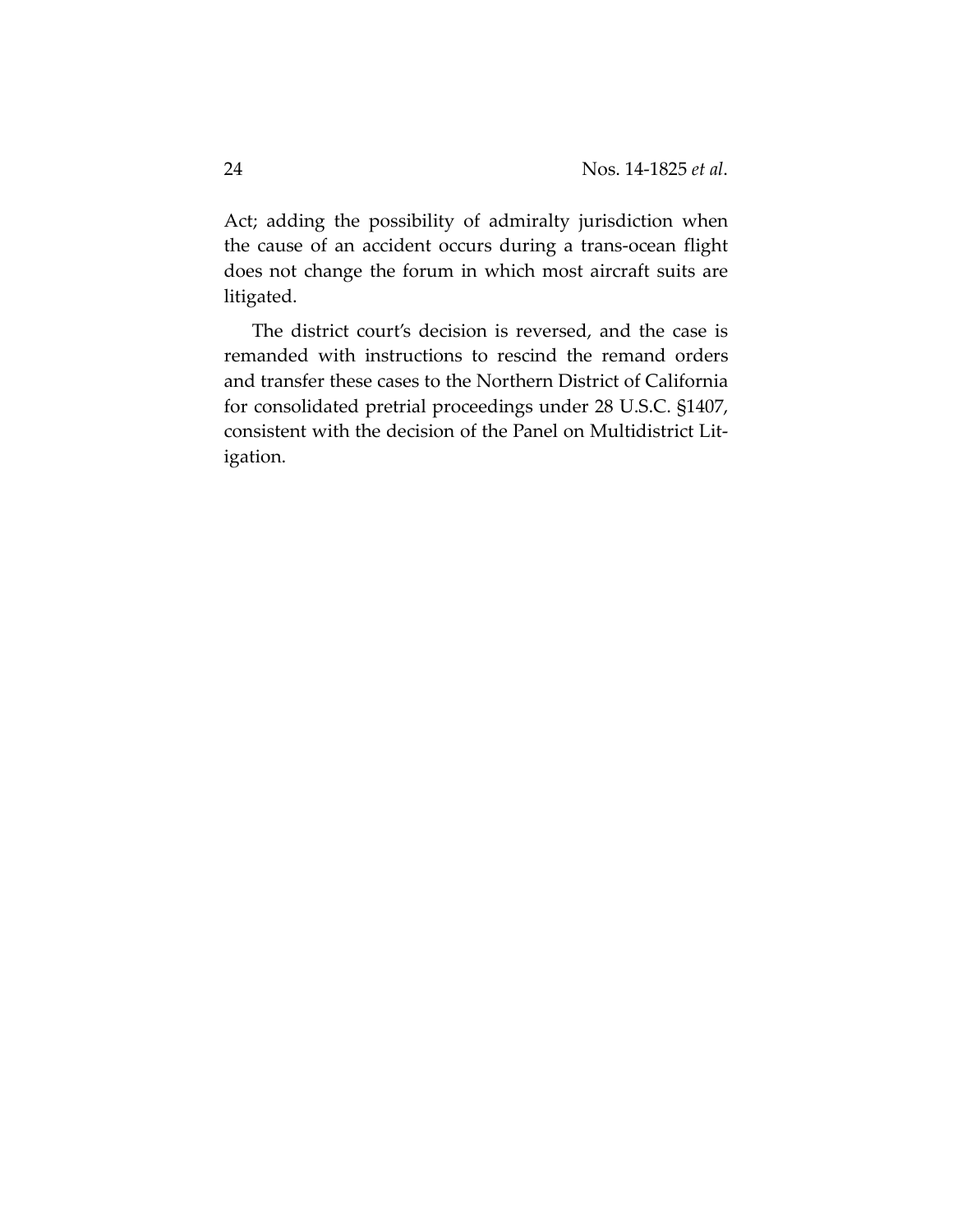Act; adding the possibility of admiralty jurisdiction when the cause of an accident occurs during a trans-ocean flight does not change the forum in which most aircraft suits are litigated.

The district court's decision is reversed, and the case is remanded with instructions to rescind the remand orders and transfer these cases to the Northern District of California for consolidated pretrial proceedings under 28 U.S.C. §1407, consistent with the decision of the Panel on Multidistrict Litigation.